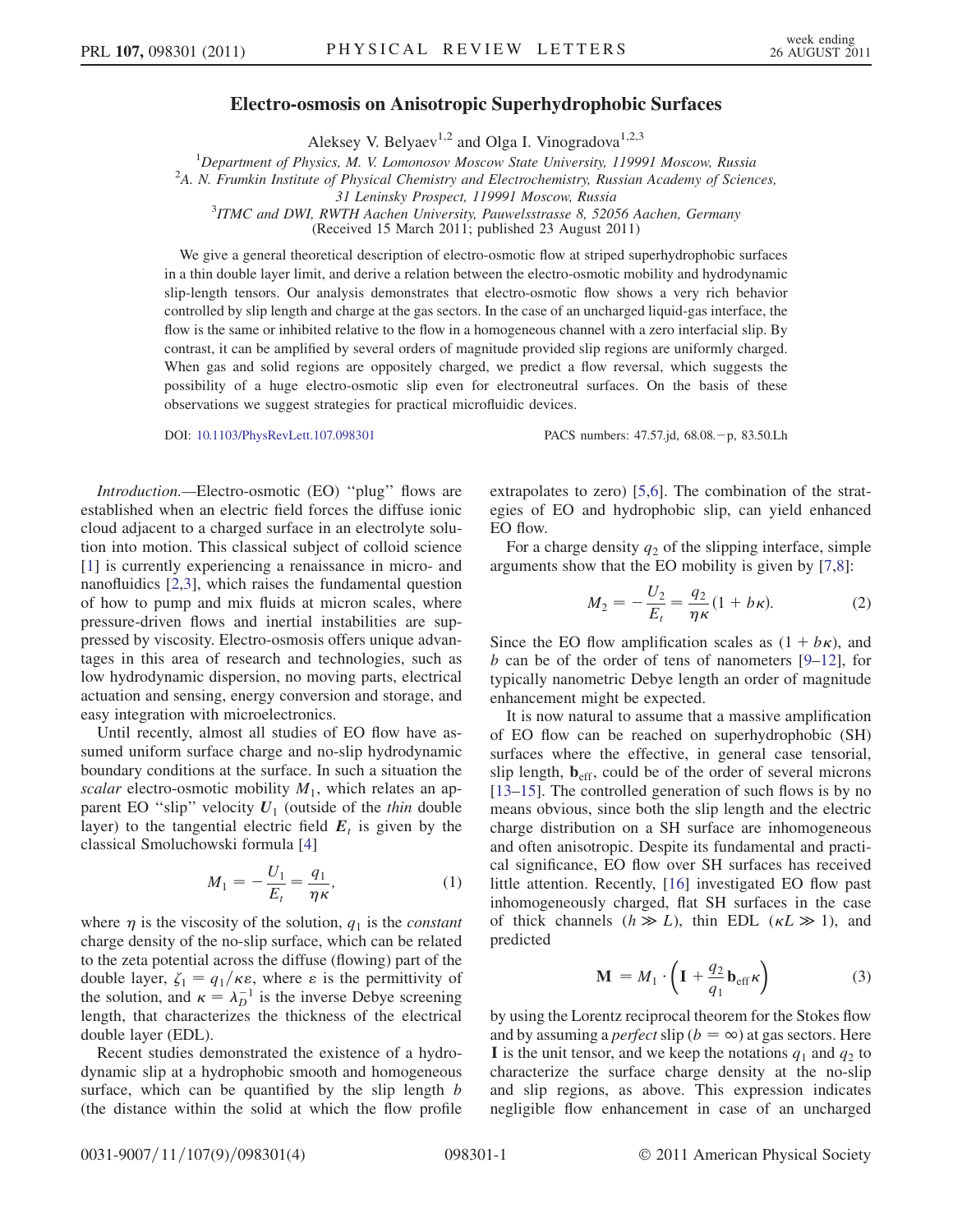# Electro-osmosis on Anisotropic Superhydrophobic Surfaces

Aleksey V. Belyaev[1,2] and Olga I. Vinogradova[1,2,3]

[1]Department of Physics, M. V. Lomonosov Moscow State University, 119991 Moscow, Russia
[2]A. N. Frumkin Institute of Physical Chemistry and Electrochemistry, Russian Academy of Sciences, 31 Leninsky Prospect, 119991 Moscow, Russia
[3]ITMC and DWI, RWTH Aachen University, Pauwelsstrasse 8, 52056 Aachen, Germany

(Received 15 March 2011; published 23 August 2011)

We give a general theoretical description of electro-osmotic flow at striped superhydrophobic surfaces in a thin double layer limit, and derive a relation between the electro-osmotic mobility and hydrodynamic slip-length tensors. Our analysis demonstrates that electro-osmotic flow shows a very rich behavior controlled by slip length and charge at the gas sectors. In the case of an uncharged liquid-gas interface, the flow is the same or inhibited relative to the flow in a homogeneous channel with a zero interfacial slip. By contrast, it can be amplified by several orders of magnitude provided slip regions are uniformly charged. When gas and solid regions are oppositely charged, we predict a flow reversal, which suggests the possibility of a huge electro-osmotic slip even for electroneutral surfaces. On the basis of these observations we suggest strategies for practical microfluidic devices.

DOI: 10.1103/PhysRevLett.107.098301 PACS numbers: 47.57.jd, 68.08.−p, 83.50.Lh

*Introduction.*—Electro-osmotic (EO) "plug" flows are established when an electric field forces the diffuse ionic cloud adjacent to a charged surface in an electrolyte solution into motion. This classical subject of colloid science [1] is currently experiencing a renaissance in micro- and nanofluidics [2,3], which raises the fundamental question of how to pump and mix fluids at micron scales, where pressure-driven flows and inertial instabilities are suppressed by viscosity. Electro-osmosis offers unique advantages in this area of research and technologies, such as low hydrodynamic dispersion, no moving parts, electrical actuation and sensing, energy conversion and storage, and easy integration with microelectronics.

Until recently, almost all studies of EO flow have assumed uniform surface charge and no-slip hydrodynamic boundary conditions at the surface. In such a situation the *scalar* electro-osmotic mobility $M_1$, which relates an apparent EO "slip" velocity $\boldsymbol{U}_1$ (outside of the *thin* double layer) to the tangential electric field $\boldsymbol{E}_t$ is given by the classical Smoluchowski formula [4]

$$M_1 = -\frac{U_1}{E_t} = \frac{q_1}{\eta\kappa}, \tag{1}$$

where $\eta$ is the viscosity of the solution, $q_1$ is the *constant* charge density of the no-slip surface, which can be related to the zeta potential across the diffuse (flowing) part of the double layer, $\zeta_1 = q_1/\kappa\varepsilon$, where $\varepsilon$ is the permittivity of the solution, and $\kappa = \lambda_D^{-1}$ is the inverse Debye screening length, that characterizes the thickness of the electrical double layer (EDL).

Recent studies demonstrated the existence of a hydrodynamic slip at a hydrophobic smooth and homogeneous surface, which can be quantified by the slip length $b$ (the distance within the solid at which the flow profile extrapolates to zero) [5,6]. The combination of the strategies of EO and hydrophobic slip, can yield enhanced EO flow.

For a charge density $q_2$ of the slipping interface, simple arguments show that the EO mobility is given by [7,8]:

$$M_2 = -\frac{U_2}{E_t} = \frac{q_2}{\eta\kappa}(1 + b\kappa). \tag{2}$$

Since the EO flow amplification scales as $(1 + b\kappa)$, and $b$ can be of the order of tens of nanometers [9–12], for typically nanometric Debye length an order of magnitude enhancement might be expected.

It is now natural to assume that a massive amplification of EO flow can be reached on superhydrophobic (SH) surfaces where the effective, in general case tensorial, slip length, $\mathbf{b}_{\text{eff}}$, could be of the order of several microns [13–15]. The controlled generation of such flows is by no means obvious, since both the slip length and the electric charge distribution on a SH surface are inhomogeneous and often anisotropic. Despite its fundamental and practical significance, EO flow over SH surfaces has received little attention. Recently, [16] investigated EO flow past inhomogeneously charged, flat SH surfaces in the case of thick channels ($h \gg L$), thin EDL ($\kappa L \gg 1$), and predicted

$$\mathbf{M} = M_1 \cdot \left(\mathbf{I} + \frac{q_2}{q_1}\mathbf{b}_{\text{eff}}\kappa\right) \tag{3}$$

by using the Lorentz reciprocal theorem for the Stokes flow and by assuming a *perfect* slip ($b = \infty$) at gas sectors. Here $\mathbf{I}$ is the unit tensor, and we keep the notations $q_1$ and $q_2$ to characterize the surface charge density at the no-slip and slip regions, as above. This expression indicates negligible flow enhancement in case of an uncharged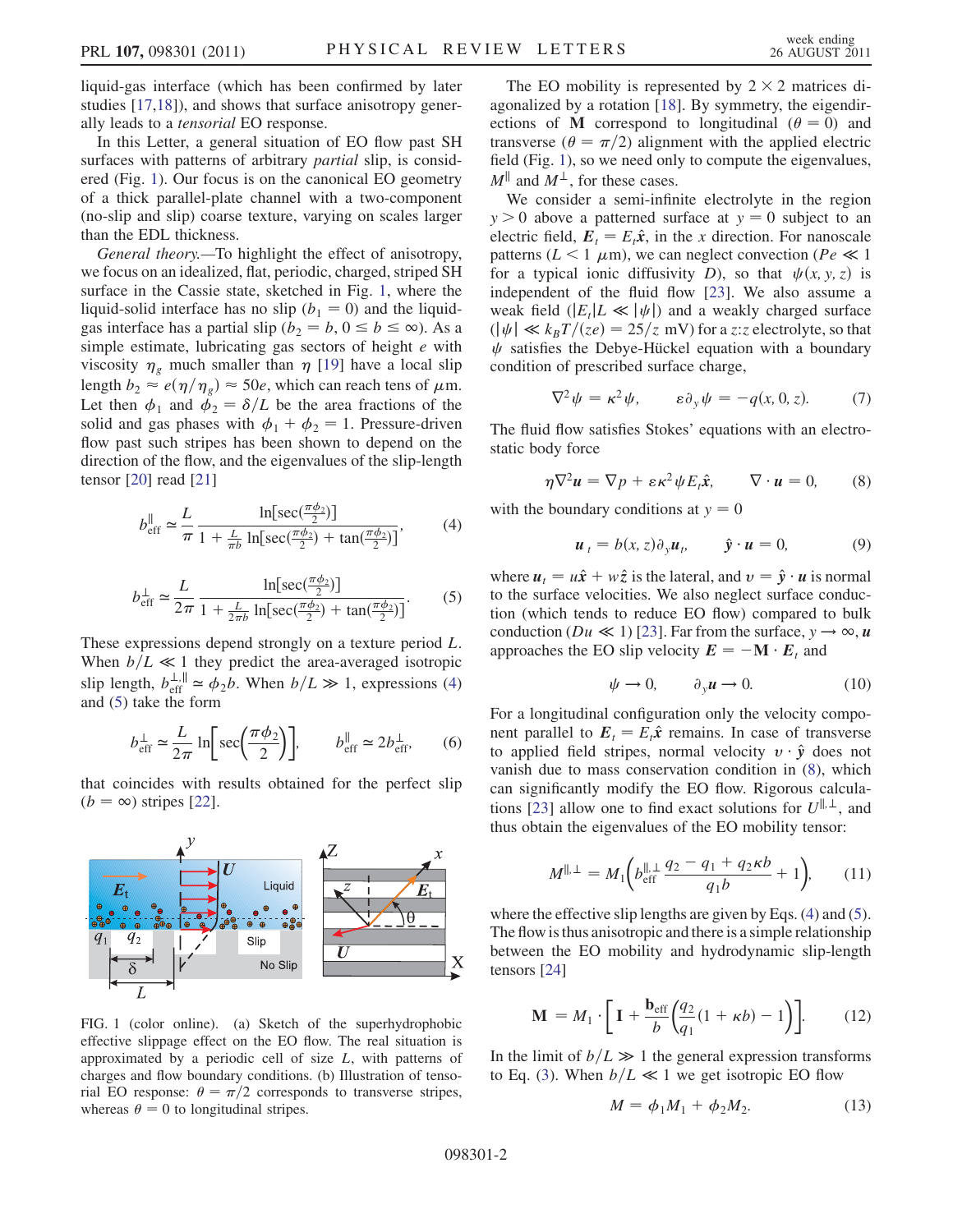liquid-gas interface (which has been confirmed by later studies [17,18]), and shows that surface anisotropy generally leads to a *tensorial* EO response.

In this Letter, a general situation of EO flow past SH surfaces with patterns of arbitrary *partial* slip, is considered (Fig. 1). Our focus is on the canonical EO geometry of a thick parallel-plate channel with a two-component (no-slip and slip) coarse texture, varying on scales larger than the EDL thickness.

*General theory.*—To highlight the effect of anisotropy, we focus on an idealized, flat, periodic, charged, striped SH surface in the Cassie state, sketched in Fig. 1, where the liquid-solid interface has no slip ($b_1 = 0$) and the liquid-gas interface has a partial slip ($b_2 = b$, $0 \le b \le \infty$). As a simple estimate, lubricating gas sectors of height $e$ with viscosity $\eta_g$ much smaller than $\eta$ [19] have a local slip length $b_2 \approx e(\eta/\eta_g) \approx 50e$, which can reach tens of $\mu$m. Let then $\phi_1$ and $\phi_2 = \delta/L$ be the area fractions of the solid and gas phases with $\phi_1 + \phi_2 = 1$. Pressure-driven flow past such stripes has been shown to depend on the direction of the flow, and the eigenvalues of the slip-length tensor [20] read [21]

$$b_{\rm eff}^{\parallel} \simeq \frac{L}{\pi} \frac{\ln[\sec(\frac{\pi\phi_2}{2})]}{1 + \frac{L}{\pi b}\ln[\sec(\frac{\pi\phi_2}{2}) + \tan(\frac{\pi\phi_2}{2})]}, \tag{4}$$

$$b_{\rm eff}^{\perp} \simeq \frac{L}{2\pi} \frac{\ln[\sec(\frac{\pi\phi_2}{2})]}{1 + \frac{L}{2\pi b}\ln[\sec(\frac{\pi\phi_2}{2}) + \tan(\frac{\pi\phi_2}{2})]}. \tag{5}$$

These expressions depend strongly on a texture period $L$. When $b/L \ll 1$ they predict the area-averaged isotropic slip length, $b_{\rm eff}^{\perp,\parallel} \simeq \phi_2 b$. When $b/L \gg 1$, expressions (4) and (5) take the form

$$b_{\rm eff}^{\perp} \simeq \frac{L}{2\pi}\ln\left[\sec\left(\frac{\pi\phi_2}{2}\right)\right], \qquad b_{\rm eff}^{\parallel} \simeq 2b_{\rm eff}^{\perp}, \tag{6}$$

that coincides with results obtained for the perfect slip ($b = \infty$) stripes [22].

FIG. 1 (color online). (a) Sketch of the superhydrophobic effective slippage effect on the EO flow. The real situation is approximated by a periodic cell of size $L$, with patterns of charges and flow boundary conditions. (b) Illustration of tensorial EO response: $\theta = \pi/2$ corresponds to transverse stripes, whereas $\theta = 0$ to longitudinal stripes.

The EO mobility is represented by $2 \times 2$ matrices diagonalized by a rotation [18]. By symmetry, the eigendirections of $\mathbf{M}$ correspond to longitudinal ($\theta = 0$) and transverse ($\theta = \pi/2$) alignment with the applied electric field (Fig. 1), so we need only to compute the eigenvalues, $M^{\parallel}$ and $M^{\perp}$, for these cases.

We consider a semi-infinite electrolyte in the region $y > 0$ above a patterned surface at $y = 0$ subject to an electric field, $\boldsymbol{E}_t = E_t\hat{\boldsymbol{x}}$, in the $x$ direction. For nanoscale patterns ($L < 1$ $\mu$m), we can neglect convection ($Pe \ll 1$ for a typical ionic diffusivity $D$), so that $\psi(x, y, z)$ is independent of the fluid flow [23]. We also assume a weak field ($|E_t|L \ll |\psi|$) and a weakly charged surface ($|\psi| \ll k_BT/(ze) = 25/z$ mV) for a $z$:$z$ electrolyte, so that $\psi$ satisfies the Debye-Hückel equation with a boundary condition of prescribed surface charge,

$$\nabla^2\psi = \kappa^2\psi, \qquad \varepsilon\partial_y\psi = -q(x, 0, z). \tag{7}$$

The fluid flow satisfies Stokes' equations with an electrostatic body force

$$\eta\nabla^2\boldsymbol{u} = \nabla p + \varepsilon\kappa^2\psi E_t\hat{\boldsymbol{x}}, \qquad \nabla\cdot\boldsymbol{u} = 0, \tag{8}$$

with the boundary conditions at $y = 0$

$$\boldsymbol{u}_t = b(x, z)\partial_y\boldsymbol{u}_t, \qquad \hat{\boldsymbol{y}}\cdot\boldsymbol{u} = 0, \tag{9}$$

where $\boldsymbol{u}_t = u\hat{\boldsymbol{x}} + w\hat{\boldsymbol{z}}$ is the lateral, and $v = \hat{\boldsymbol{y}}\cdot\boldsymbol{u}$ is normal to the surface velocities. We also neglect surface conduction (which tends to reduce EO flow) compared to bulk conduction ($Du \ll 1$) [23]. Far from the surface, $y \to \infty$, $\boldsymbol{u}$ approaches the EO slip velocity $\boldsymbol{E} = -\mathbf{M}\cdot\boldsymbol{E}_t$ and

$$\psi \to 0, \qquad \partial_y\boldsymbol{u} \to 0. \tag{10}$$

For a longitudinal configuration only the velocity component parallel to $\boldsymbol{E}_t = E_t\hat{\boldsymbol{x}}$ remains. In case of transverse to applied field stripes, normal velocity $v\cdot\hat{\boldsymbol{y}}$ does not vanish due to mass conservation condition in (8), which can significantly modify the EO flow. Rigorous calculations [23] allow one to find exact solutions for $U^{\parallel,\perp}$, and thus obtain the eigenvalues of the EO mobility tensor:

$$M^{\parallel,\perp} = M_1\left(b_{\rm eff}^{\parallel,\perp}\frac{q_2 - q_1 + q_2\kappa b}{q_1 b} + 1\right), \tag{11}$$

where the effective slip lengths are given by Eqs. (4) and (5). The flow is thus anisotropic and there is a simple relationship between the EO mobility and hydrodynamic slip-length tensors [24]

$$\mathbf{M} = M_1\cdot\left[\mathbf{I} + \frac{\mathbf{b}_{\rm eff}}{b}\left(\frac{q_2}{q_1}(1 + \kappa b) - 1\right)\right]. \tag{12}$$

In the limit of $b/L \gg 1$ the general expression transforms to Eq. (3). When $b/L \ll 1$ we get isotropic EO flow

$$M = \phi_1 M_1 + \phi_2 M_2. \tag{13}$$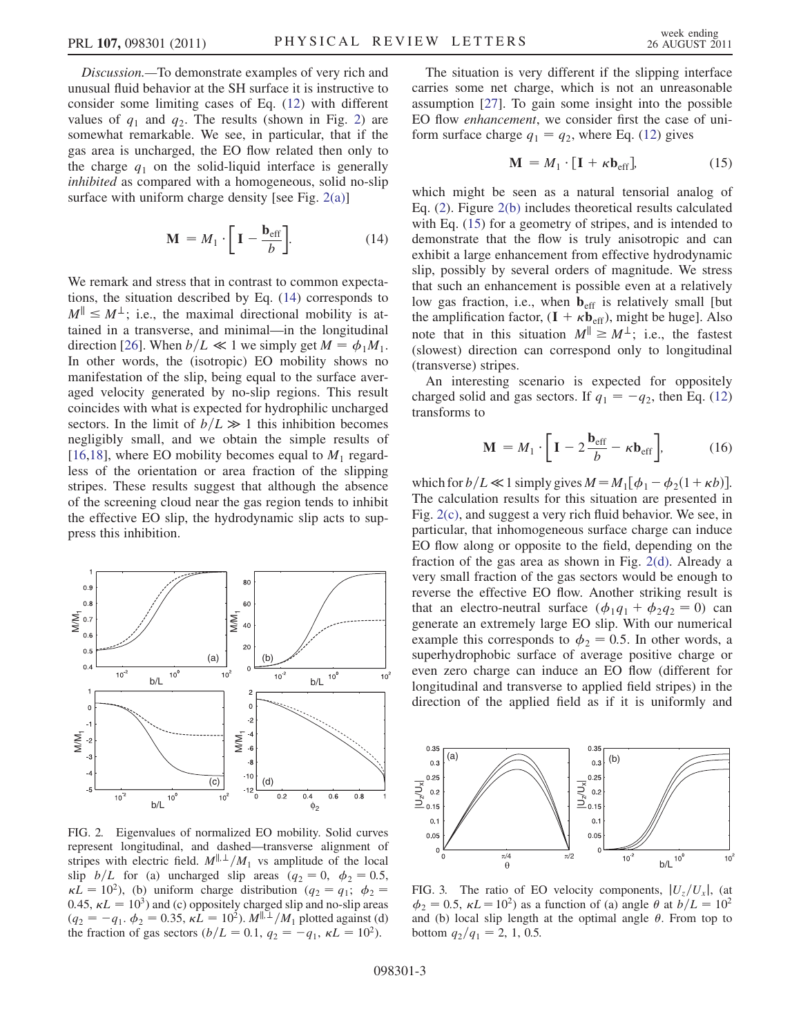*Discussion.*—To demonstrate examples of very rich and unusual fluid behavior at the SH surface it is instructive to consider some limiting cases of Eq. (12) with different values of $q_1$ and $q_2$. The results (shown in Fig. 2) are somewhat remarkable. We see, in particular, that if the gas area is uncharged, the EO flow related then only to the charge $q_1$ on the solid-liquid interface is generally *inhibited* as compared with a homogeneous, solid no-slip surface with uniform charge density [see Fig. 2(a)]

$$\mathbf{M} = M_1 \cdot \left[ \mathbf{I} - \frac{\mathbf{b}_{\text{eff}}}{b} \right]. \tag{14}$$

We remark and stress that in contrast to common expectations, the situation described by Eq. (14) corresponds to $M^{\parallel} \leq M^{\perp}$; i.e., the maximal directional mobility is attained in a transverse, and minimal—in the longitudinal direction [26]. When $b/L \ll 1$ we simply get $M = \phi_1 M_1$. In other words, the (isotropic) EO mobility shows no manifestation of the slip, being equal to the surface averaged velocity generated by no-slip regions. This result coincides with what is expected for hydrophilic uncharged sectors. In the limit of $b/L \gg 1$ this inhibition becomes negligibly small, and we obtain the simple results of [16,18], where EO mobility becomes equal to $M_1$ regardless of the orientation or area fraction of the slipping stripes. These results suggest that although the absence of the screening cloud near the gas region tends to inhibit the effective EO slip, the hydrodynamic slip acts to suppress this inhibition.

FIG. 2. Eigenvalues of normalized EO mobility. Solid curves represent longitudinal, and dashed—transverse alignment of stripes with electric field. $M^{\parallel,\perp}/M_1$ vs amplitude of the local slip $b/L$ for (a) uncharged slip areas ($q_2 = 0$, $\phi_2 = 0.5$, $\kappa L = 10^2$), (b) uniform charge distribution ($q_2 = q_1$; $\phi_2 = 0.45$, $\kappa L = 10^3$) and (c) oppositely charged slip and no-slip areas ($q_2 = -q_1$. $\phi_2 = 0.35$, $\kappa L = 10^2$). $M^{\parallel,\perp}/M_1$ plotted against (d) the fraction of gas sectors ($b/L = 0.1$, $q_2 = -q_1$, $\kappa L = 10^2$).

The situation is very different if the slipping interface carries some net charge, which is not an unreasonable assumption [27]. To gain some insight into the possible EO flow *enhancement*, we consider first the case of uniform surface charge $q_1 = q_2$, where Eq. (12) gives

$$\mathbf{M} = M_1 \cdot [\mathbf{I} + \kappa \mathbf{b}_{\text{eff}}], \tag{15}$$

which might be seen as a natural tensorial analog of Eq. (2). Figure 2(b) includes theoretical results calculated with Eq. (15) for a geometry of stripes, and is intended to demonstrate that the flow is truly anisotropic and can exhibit a large enhancement from effective hydrodynamic slip, possibly by several orders of magnitude. We stress that such an enhancement is possible even at a relatively low gas fraction, i.e., when $\mathbf{b}_{\text{eff}}$ is relatively small [but the amplification factor, $(\mathbf{I} + \kappa \mathbf{b}_{\text{eff}})$, might be huge]. Also note that in this situation $M^{\parallel} \geq M^{\perp}$; i.e., the fastest (slowest) direction can correspond only to longitudinal (transverse) stripes.

An interesting scenario is expected for oppositely charged solid and gas sectors. If $q_1 = -q_2$, then Eq. (12) transforms to

$$\mathbf{M} = M_1 \cdot \left[ \mathbf{I} - 2\frac{\mathbf{b}_{\text{eff}}}{b} - \kappa \mathbf{b}_{\text{eff}} \right], \tag{16}$$

which for $b/L \ll 1$ simply gives $M = M_1[\phi_1 - \phi_2(1 + \kappa b)]$. The calculation results for this situation are presented in Fig. 2(c), and suggest a very rich fluid behavior. We see, in particular, that inhomogeneous surface charge can induce EO flow along or opposite to the field, depending on the fraction of the gas area as shown in Fig. 2(d). Already a very small fraction of the gas sectors would be enough to reverse the effective EO flow. Another striking result is that an electro-neutral surface ($\phi_1 q_1 + \phi_2 q_2 = 0$) can generate an extremely large EO slip. With our numerical example this corresponds to $\phi_2 = 0.5$. In other words, a superhydrophobic surface of average positive charge or even zero charge can induce an EO flow (different for longitudinal and transverse to applied field stripes) in the direction of the applied field as if it is uniformly and

FIG. 3. The ratio of EO velocity components, $|U_z/U_x|$, (at $\phi_2 = 0.5$, $\kappa L = 10^2$) as a function of (a) angle $\theta$ at $b/L = 10^2$ and (b) local slip length at the optimal angle $\theta$. From top to bottom $q_2/q_1 = 2, 1, 0.5$.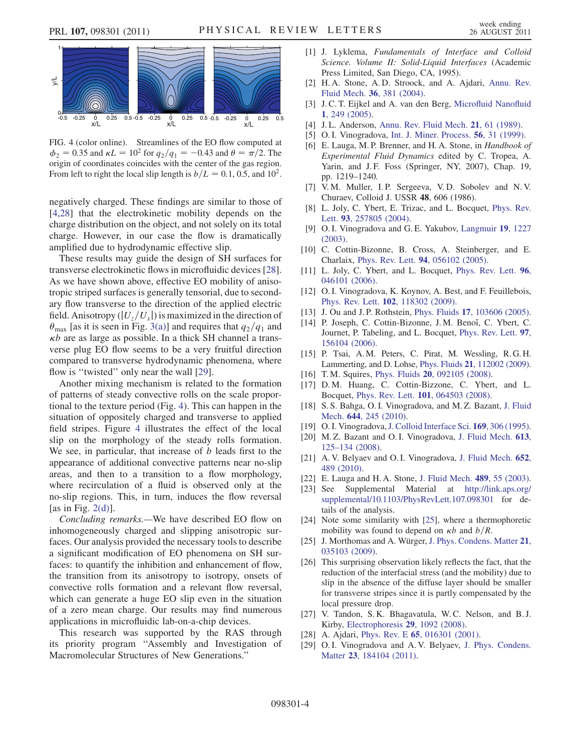1

y/L

0

-0.5 -0.25 0 0.25 0.5 -0.5 -0.25 0 0.25 0.5 -0.5 -0.25 0 0.25 0.5

x/L x/L x/L

FIG. 4 (color online). Streamlines of the EO flow computed at $\phi_2 = 0.35$ and $\kappa L = 10^2$ for $q_2/q_1 = -0.43$ and $\theta = \pi/2$. The origin of coordinates coincides with the center of the gas region. From left to right the local slip length is $b/L = 0.1$, 0.5, and $10^2$.

negatively charged. These findings are similar to those of [4,28] that the electrokinetic mobility depends on the charge distribution on the object, and not solely on its total charge. However, in our case the flow is dramatically amplified due to hydrodynamic effective slip.

These results may guide the design of SH surfaces for transverse electrokinetic flows in microfluidic devices [28]. As we have shown above, effective EO mobility of anisotropic striped surfaces is generally tensorial, due to secondary flow transverse to the direction of the applied electric field. Anisotropy ($|U_z/U_x|$) is maximized in the direction of $\theta_{\max}$ [as it is seen in Fig. 3(a)] and requires that $q_2/q_1$ and $\kappa b$ are as large as possible. In a thick SH channel a transverse plug EO flow seems to be a very fruitful direction compared to transverse hydrodynamic phenomena, where flow is "twisted" only near the wall [29].

Another mixing mechanism is related to the formation of patterns of steady convective rolls on the scale proportional to the texture period (Fig. 4). This can happen in the situation of oppositely charged and transverse to applied field stripes. Figure 4 illustrates the effect of the local slip on the morphology of the steady rolls formation. We see, in particular, that increase of $b$ leads first to the appearance of additional convective patterns near no-slip areas, and then to a transition to a flow morphology, where recirculation of a fluid is observed only at the no-slip regions. This, in turn, induces the flow reversal [as in Fig. 2(d)].

*Concluding remarks.*—We have described EO flow on inhomogeneously charged and slipping anisotropic surfaces. Our analysis provided the necessary tools to describe a significant modification of EO phenomena on SH surfaces: to quantify the inhibition and enhancement of flow, the transition from its anisotropy to isotropy, onsets of convective rolls formation and a relevant flow reversal, which can generate a huge EO slip even in the situation of a zero mean charge. Our results may find numerous applications in microfluidic lab-on-a-chip devices.

This research was supported by the RAS through its priority program "Assembly and Investigation of Macromolecular Structures of New Generations."

[1] J. Lyklema, *Fundamentals of Interface and Colloid Science. Volume II: Solid-Liquid Interfaces* (Academic Press Limited, San Diego, CA, 1995).

[2] H. A. Stone, A. D. Stroock, and A. Ajdari, Annu. Rev. Fluid Mech. **36**, 381 (2004).

[3] J. C. T. Eijkel and A. van den Berg, Microfluid Nanofluid **1**, 249 (2005).

[4] J. L. Anderson, Annu. Rev. Fluid Mech. **21**, 61 (1989).

[5] O. I. Vinogradova, Int. J. Miner. Process. **56**, 31 (1999).

[6] E. Lauga, M. P. Brenner, and H. A. Stone, in *Handbook of Experimental Fluid Dynamics* edited by C. Tropea, A. Yarin, and J. F. Foss (Springer, NY, 2007), Chap. 19, pp. 1219–1240.

[7] V. M. Muller, I. P. Sergeeva, V. D. Sobolev and N. V. Churaev, Colloid J. USSR **48**, 606 (1986).

[8] L. Joly, C. Ybert, E. Trizac, and L. Bocquet, Phys. Rev. Lett. **93**, 257805 (2004).

[9] O. I. Vinogradova and G. E. Yakubov, Langmuir **19**, 1227 (2003).

[10] C. Cottin-Bizonne, B. Cross, A. Steinberger, and E. Charlaix, Phys. Rev. Lett. **94**, 056102 (2005).

[11] L. Joly, C. Ybert, and L. Bocquet, Phys. Rev. Lett. **96**, 046101 (2006).

[12] O. I. Vinogradova, K. Koynov, A. Best, and F. Feuillebois, Phys. Rev. Lett. **102**, 118302 (2009).

[13] J. Ou and J. P. Rothstein, Phys. Fluids **17**, 103606 (2005).

[14] P. Joseph, C. Cottin-Bizonne, J. M. Benoǐt, C. Ybert, C. Journet, P. Tabeling, and L. Bocquet, Phys. Rev. Lett. **97**, 156104 (2006).

[15] P. Tsai, A. M. Peters, C. Pirat, M. Wessling, R. G. H. Lammerting, and D. Lohse, Phys. Fluids **21**, 112002 (2009).

[16] T. M. Squires, Phys. Fluids **20**, 092105 (2008).

[17] D. M. Huang, C. Cottin-Bizzone, C. Ybert, and L. Bocquet, Phys. Rev. Lett. **101**, 064503 (2008).

[18] S. S. Bahga, O. I. Vinogradova, and M. Z. Bazant, J. Fluid Mech. **644**, 245 (2010).

[19] O. I. Vinogradova, J. Colloid Interface Sci. **169**, 306 (1995).

[20] M. Z. Bazant and O. I. Vinogradova, J. Fluid Mech. **613**, 125–134 (2008).

[21] A. V. Belyaev and O. I. Vinogradova, J. Fluid Mech. **652**, 489 (2010).

[22] E. Lauga and H. A. Stone, J. Fluid Mech. **489**, 55 (2003).

[23] See Supplemental Material at http://link.aps.org/supplemental/10.1103/PhysRevLett.107.098301 for details of the analysis.

[24] Note some similarity with [25], where a thermophoretic mobility was found to depend on $\kappa b$ and $b/R$.

[25] J. Morthomas and A. Würger, J. Phys. Condens. Matter **21**, 035103 (2009).

[26] This surprising observation likely reflects the fact, that the reduction of the interfacial stress (and the mobility) due to slip in the absence of the diffuse layer should be smaller for transverse stripes since it is partly compensated by the local pressure drop.

[27] V. Tandon, S. K. Bhagavatula, W. C. Nelson, and B. J. Kirby, Electrophoresis **29**, 1092 (2008).

[28] A. Ajdari, Phys. Rev. E **65**, 016301 (2001).

[29] O. I. Vinogradova and A. V. Belyaev, J. Phys. Condens. Matter **23**, 184104 (2011).